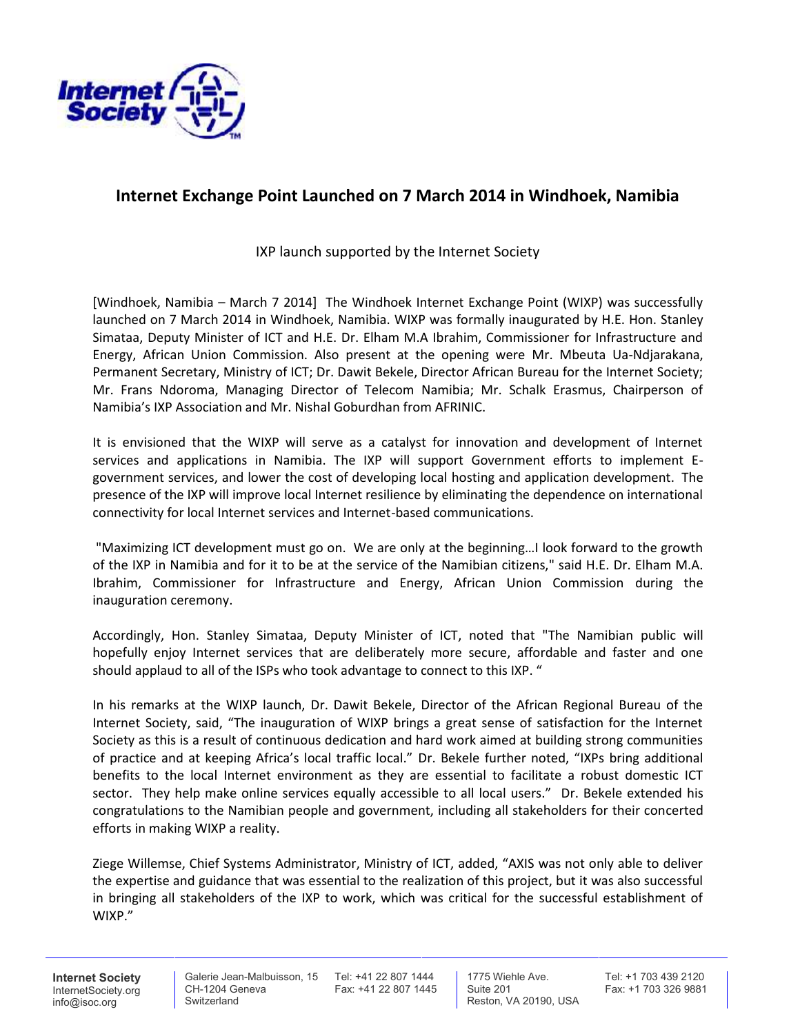# Internet Exchange Point Launched on 7 March 2014 in Windhoek, Namibia

IXP launch supported by the Internet Society

[Windhoek, Namibia – March 7 2014] The Windhoek Internet Exchange Point (WIXP) was successfully launched on 7 March 2014 in Windhoek, Namibia. WIXP was formally inaugurated by H.E. Hon. Stanley Simataa, Deputy Minister of ICT and H.E. Dr. Elham M.A Ibrahim, Commissioner for Infrastructure and Energy, African Union Commission. Also present at the opening were Mr. Mbeuta Ua-Ndjarakana, Permanent Secretary, Ministry of ICT; Dr. Dawit Bekele, Director African Bureau for the Internet Society; Mr. Frans Ndoroma, Managing Director of Telecom Namibia; Mr. Schalk Erasmus, Chairperson of Namibia's IXP Association and Mr. Nishal Goburdhan from AFRINIC.

It is envisioned that the WIXP will serve as a catalyst for innovation and development of Internet services and applications in Namibia. The IXP will support Government efforts to implement E-government services, and lower the cost of developing local hosting and application development. The presence of the IXP will improve local Internet resilience by eliminating the dependence on international connectivity for local Internet services and Internet-based communications.

"Maximizing ICT development must go on. We are only at the beginning…I look forward to the growth of the IXP in Namibia and for it to be at the service of the Namibian citizens," said H.E. Dr. Elham M.A. Ibrahim, Commissioner for Infrastructure and Energy, African Union Commission during the inauguration ceremony.

Accordingly, Hon. Stanley Simataa, Deputy Minister of ICT, noted that "The Namibian public will hopefully enjoy Internet services that are deliberately more secure, affordable and faster and one should applaud to all of the ISPs who took advantage to connect to this IXP. "

In his remarks at the WIXP launch, Dr. Dawit Bekele, Director of the African Regional Bureau of the Internet Society, said, "The inauguration of WIXP brings a great sense of satisfaction for the Internet Society as this is a result of continuous dedication and hard work aimed at building strong communities of practice and at keeping Africa's local traffic local." Dr. Bekele further noted, "IXPs bring additional benefits to the local Internet environment as they are essential to facilitate a robust domestic ICT sector. They help make online services equally accessible to all local users." Dr. Bekele extended his congratulations to the Namibian people and government, including all stakeholders for their concerted efforts in making WIXP a reality.

Ziege Willemse, Chief Systems Administrator, Ministry of ICT, added, "AXIS was not only able to deliver the expertise and guidance that was essential to the realization of this project, but it was also successful in bringing all stakeholders of the IXP to work, which was critical for the successful establishment of WIXP."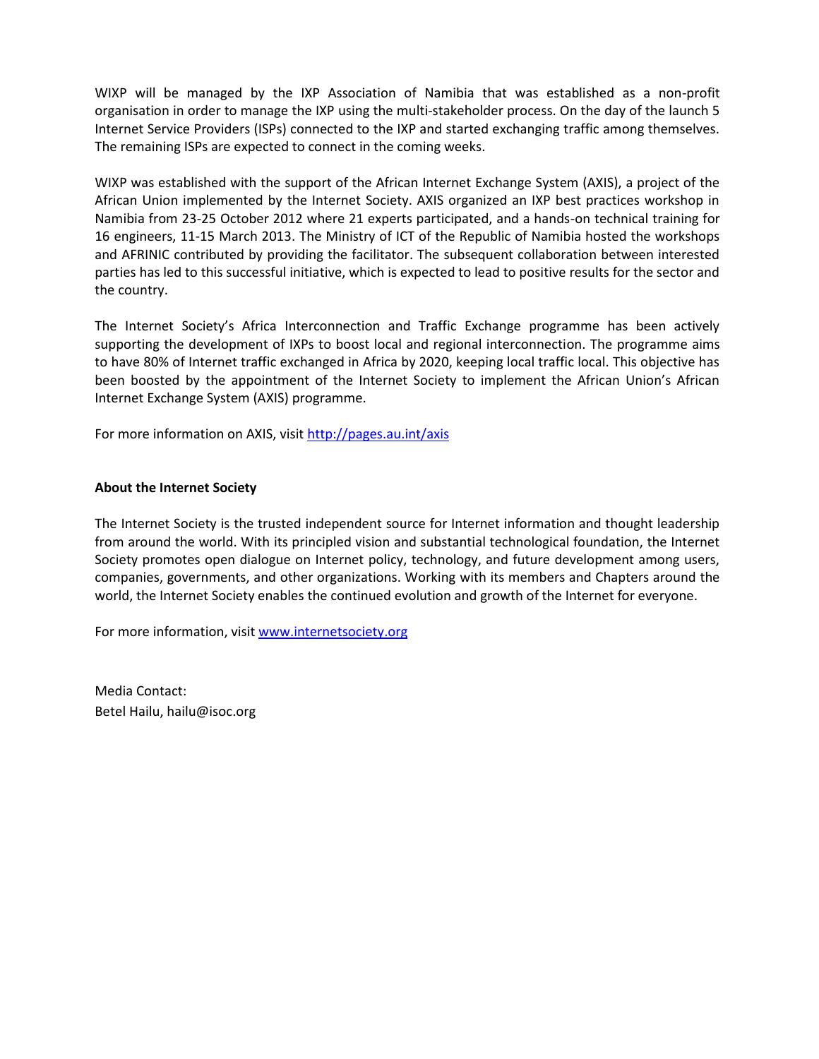WIXP will be managed by the IXP Association of Namibia that was established as a non-profit organisation in order to manage the IXP using the multi-stakeholder process. On the day of the launch 5 Internet Service Providers (ISPs) connected to the IXP and started exchanging traffic among themselves. The remaining ISPs are expected to connect in the coming weeks.

WIXP was established with the support of the African Internet Exchange System (AXIS), a project of the African Union implemented by the Internet Society. AXIS organized an IXP best practices workshop in Namibia from 23-25 October 2012 where 21 experts participated, and a hands-on technical training for 16 engineers, 11-15 March 2013. The Ministry of ICT of the Republic of Namibia hosted the workshops and AFRINIC contributed by providing the facilitator. The subsequent collaboration between interested parties has led to this successful initiative, which is expected to lead to positive results for the sector and the country.

The Internet Society's Africa Interconnection and Traffic Exchange programme has been actively supporting the development of IXPs to boost local and regional interconnection. The programme aims to have 80% of Internet traffic exchanged in Africa by 2020, keeping local traffic local. This objective has been boosted by the appointment of the Internet Society to implement the African Union's African Internet Exchange System (AXIS) programme.

For more information on AXIS, visit http://pages.au.int/axis

**About the Internet Society**

The Internet Society is the trusted independent source for Internet information and thought leadership from around the world. With its principled vision and substantial technological foundation, the Internet Society promotes open dialogue on Internet policy, technology, and future development among users, companies, governments, and other organizations. Working with its members and Chapters around the world, the Internet Society enables the continued evolution and growth of the Internet for everyone.

For more information, visit www.internetsociety.org

Media Contact:
Betel Hailu, hailu@isoc.org